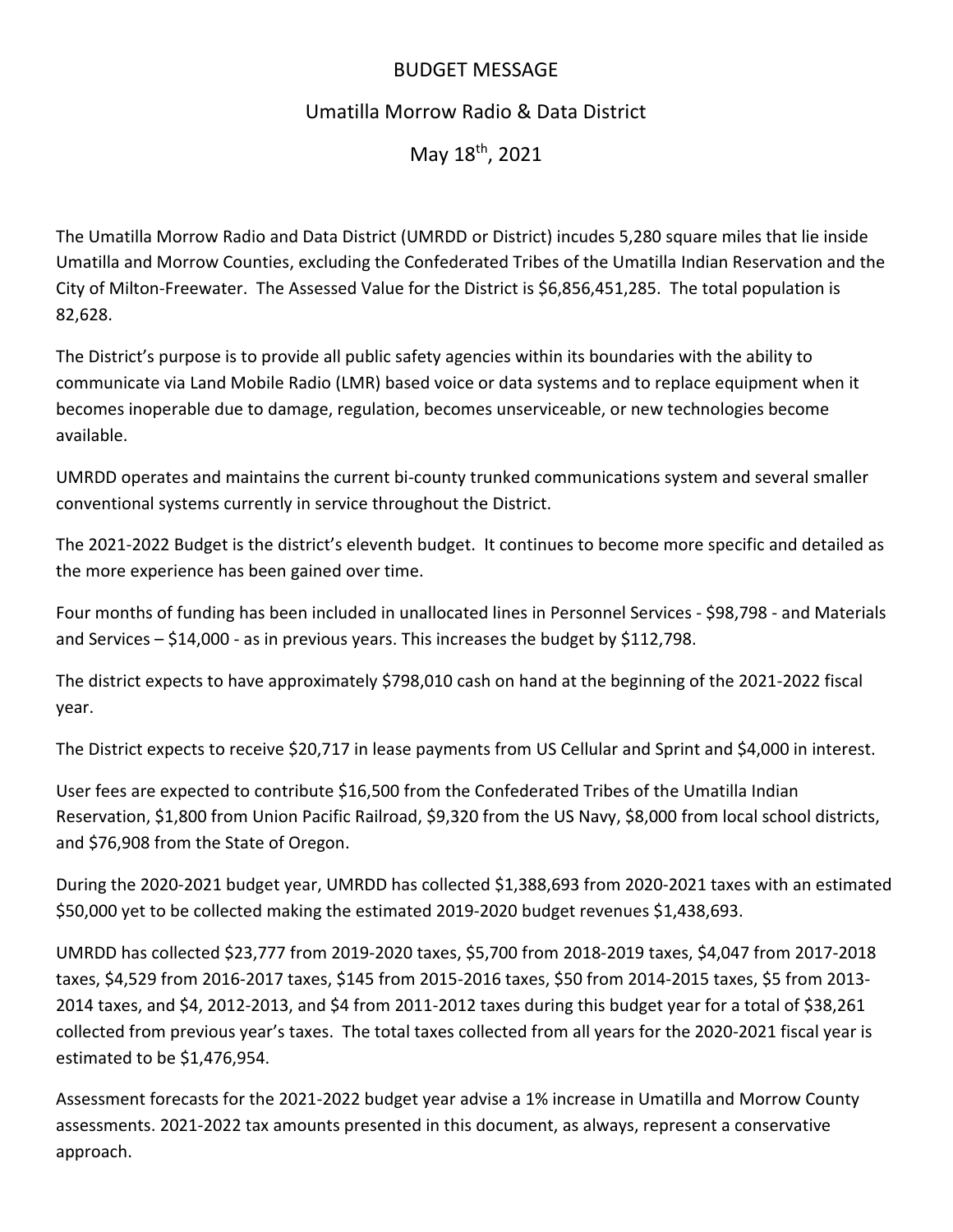# BUDGET MESSAGE

## Umatilla Morrow Radio & Data District

## May 18th, 2021

The Umatilla Morrow Radio and Data District (UMRDD or District) incudes 5,280 square miles that lie inside Umatilla and Morrow Counties, excluding the Confederated Tribes of the Umatilla Indian Reservation and the City of Milton-Freewater. The Assessed Value for the District is $6,856,451,285. The total population is 82,628.

The District's purpose is to provide all public safety agencies within its boundaries with the ability to communicate via Land Mobile Radio (LMR) based voice or data systems and to replace equipment when it becomes inoperable due to damage, regulation, becomes unserviceable, or new technologies become available.

UMRDD operates and maintains the current bi-county trunked communications system and several smaller conventional systems currently in service throughout the District.

The 2021-2022 Budget is the district's eleventh budget. It continues to become more specific and detailed as the more experience has been gained over time.

Four months of funding has been included in unallocated lines in Personnel Services - $98,798 - and Materials and Services – $14,000 - as in previous years. This increases the budget by $112,798.

The district expects to have approximately $798,010 cash on hand at the beginning of the 2021-2022 fiscal year.

The District expects to receive $20,717 in lease payments from US Cellular and Sprint and $4,000 in interest.

User fees are expected to contribute $16,500 from the Confederated Tribes of the Umatilla Indian Reservation, $1,800 from Union Pacific Railroad, $9,320 from the US Navy, $8,000 from local school districts, and $76,908 from the State of Oregon.

During the 2020-2021 budget year, UMRDD has collected $1,388,693 from 2020-2021 taxes with an estimated $50,000 yet to be collected making the estimated 2019-2020 budget revenues $1,438,693.

UMRDD has collected $23,777 from 2019-2020 taxes, $5,700 from 2018-2019 taxes, $4,047 from 2017-2018 taxes, $4,529 from 2016-2017 taxes, $145 from 2015-2016 taxes, $50 from 2014-2015 taxes, $5 from 2013-2014 taxes, and $4, 2012-2013, and $4 from 2011-2012 taxes during this budget year for a total of $38,261 collected from previous year's taxes. The total taxes collected from all years for the 2020-2021 fiscal year is estimated to be $1,476,954.

Assessment forecasts for the 2021-2022 budget year advise a 1% increase in Umatilla and Morrow County assessments. 2021-2022 tax amounts presented in this document, as always, represent a conservative approach.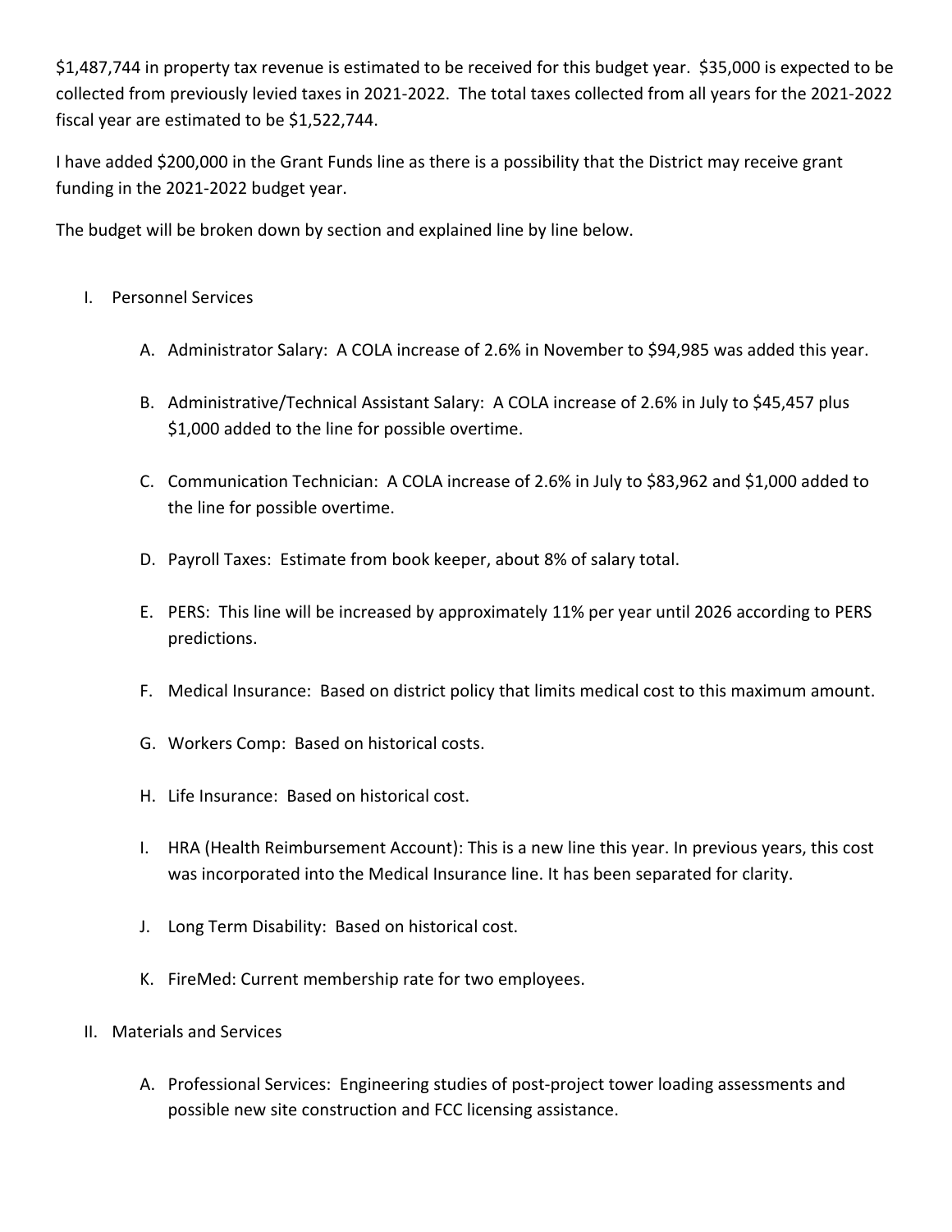$1,487,744 in property tax revenue is estimated to be received for this budget year. $35,000 is expected to be collected from previously levied taxes in 2021-2022. The total taxes collected from all years for the 2021-2022 fiscal year are estimated to be $1,522,744.

I have added $200,000 in the Grant Funds line as there is a possibility that the District may receive grant funding in the 2021-2022 budget year.

The budget will be broken down by section and explained line by line below.

I. Personnel Services

   A. Administrator Salary: A COLA increase of 2.6% in November to $94,985 was added this year.

   B. Administrative/Technical Assistant Salary: A COLA increase of 2.6% in July to $45,457 plus $1,000 added to the line for possible overtime.

   C. Communication Technician: A COLA increase of 2.6% in July to $83,962 and $1,000 added to the line for possible overtime.

   D. Payroll Taxes: Estimate from book keeper, about 8% of salary total.

   E. PERS: This line will be increased by approximately 11% per year until 2026 according to PERS predictions.

   F. Medical Insurance: Based on district policy that limits medical cost to this maximum amount.

   G. Workers Comp: Based on historical costs.

   H. Life Insurance: Based on historical cost.

   I. HRA (Health Reimbursement Account): This is a new line this year. In previous years, this cost was incorporated into the Medical Insurance line. It has been separated for clarity.

   J. Long Term Disability: Based on historical cost.

   K. FireMed: Current membership rate for two employees.

II. Materials and Services

   A. Professional Services: Engineering studies of post-project tower loading assessments and possible new site construction and FCC licensing assistance.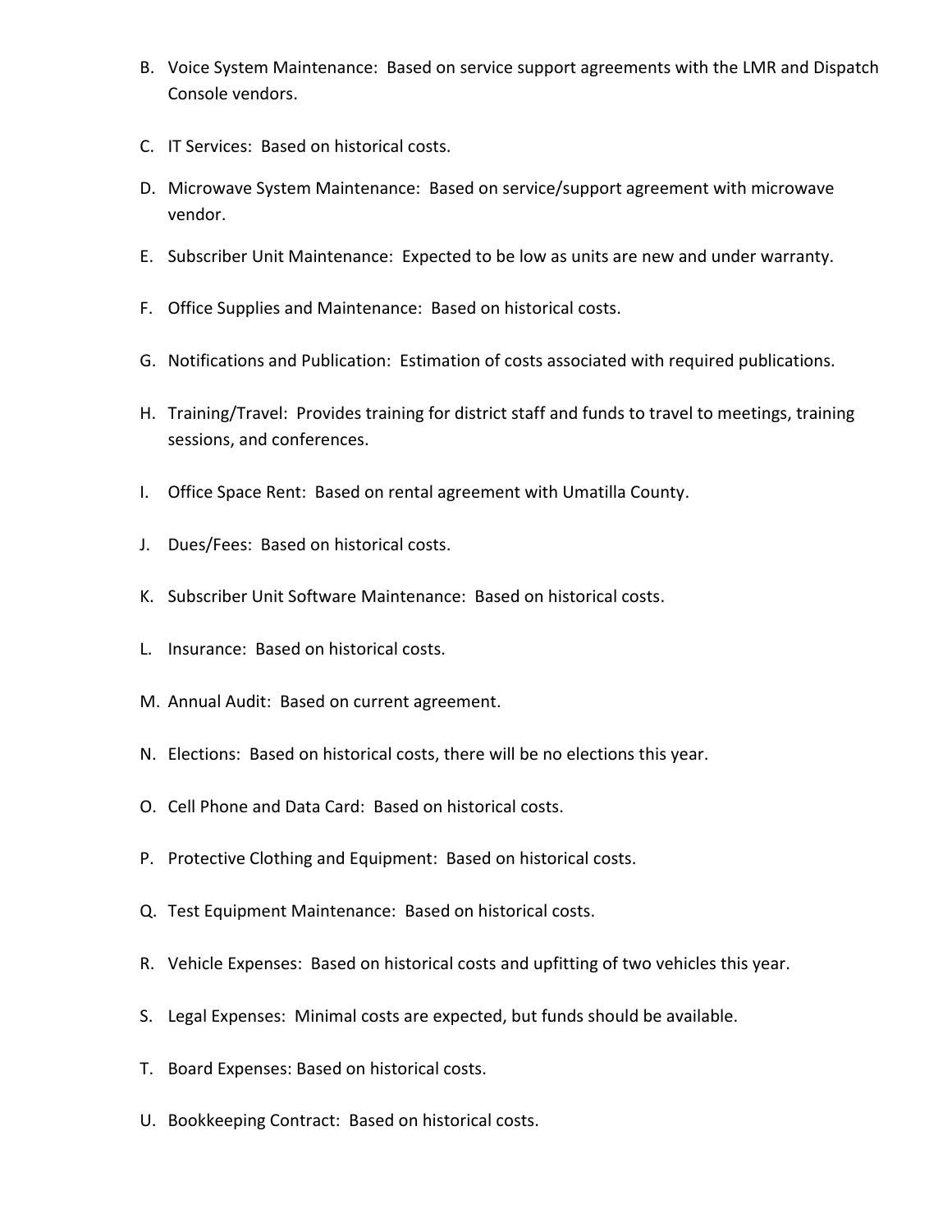B. Voice System Maintenance: Based on service support agreements with the LMR and Dispatch Console vendors.

C. IT Services: Based on historical costs.

D. Microwave System Maintenance: Based on service/support agreement with microwave vendor.

E. Subscriber Unit Maintenance: Expected to be low as units are new and under warranty.

F. Office Supplies and Maintenance: Based on historical costs.

G. Notifications and Publication: Estimation of costs associated with required publications.

H. Training/Travel: Provides training for district staff and funds to travel to meetings, training sessions, and conferences.

I. Office Space Rent: Based on rental agreement with Umatilla County.

J. Dues/Fees: Based on historical costs.

K. Subscriber Unit Software Maintenance: Based on historical costs.

L. Insurance: Based on historical costs.

M. Annual Audit: Based on current agreement.

N. Elections: Based on historical costs, there will be no elections this year.

O. Cell Phone and Data Card: Based on historical costs.

P. Protective Clothing and Equipment: Based on historical costs.

Q. Test Equipment Maintenance: Based on historical costs.

R. Vehicle Expenses: Based on historical costs and upfitting of two vehicles this year.

S. Legal Expenses: Minimal costs are expected, but funds should be available.

T. Board Expenses: Based on historical costs.

U. Bookkeeping Contract: Based on historical costs.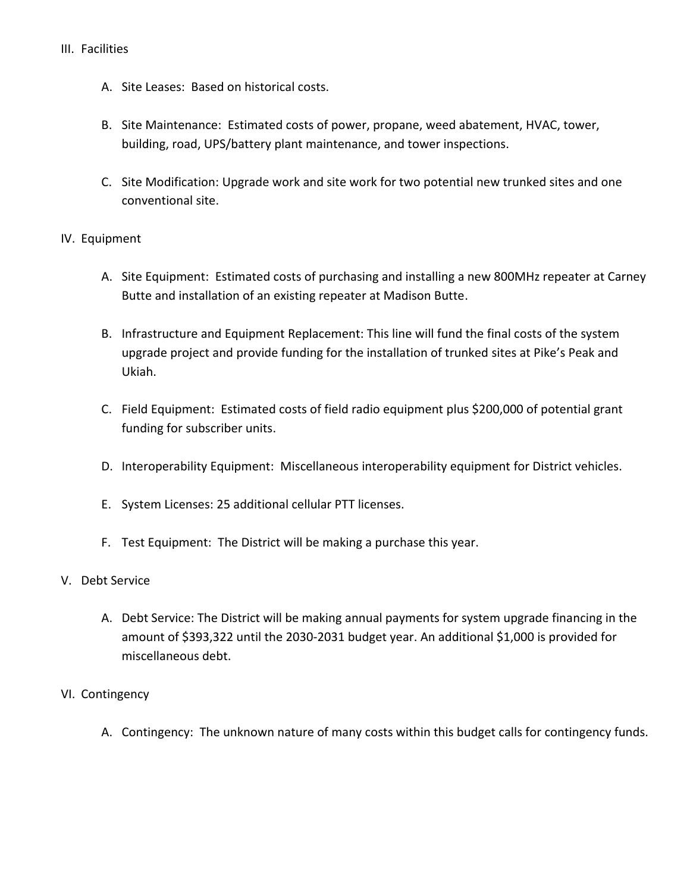III. Facilities

A. Site Leases: Based on historical costs.

B. Site Maintenance: Estimated costs of power, propane, weed abatement, HVAC, tower, building, road, UPS/battery plant maintenance, and tower inspections.

C. Site Modification: Upgrade work and site work for two potential new trunked sites and one conventional site.

IV. Equipment

A. Site Equipment: Estimated costs of purchasing and installing a new 800MHz repeater at Carney Butte and installation of an existing repeater at Madison Butte.

B. Infrastructure and Equipment Replacement: This line will fund the final costs of the system upgrade project and provide funding for the installation of trunked sites at Pike's Peak and Ukiah.

C. Field Equipment: Estimated costs of field radio equipment plus $200,000 of potential grant funding for subscriber units.

D. Interoperability Equipment: Miscellaneous interoperability equipment for District vehicles.

E. System Licenses: 25 additional cellular PTT licenses.

F. Test Equipment: The District will be making a purchase this year.

V. Debt Service

A. Debt Service: The District will be making annual payments for system upgrade financing in the amount of $393,322 until the 2030-2031 budget year. An additional $1,000 is provided for miscellaneous debt.

VI. Contingency

A. Contingency: The unknown nature of many costs within this budget calls for contingency funds.